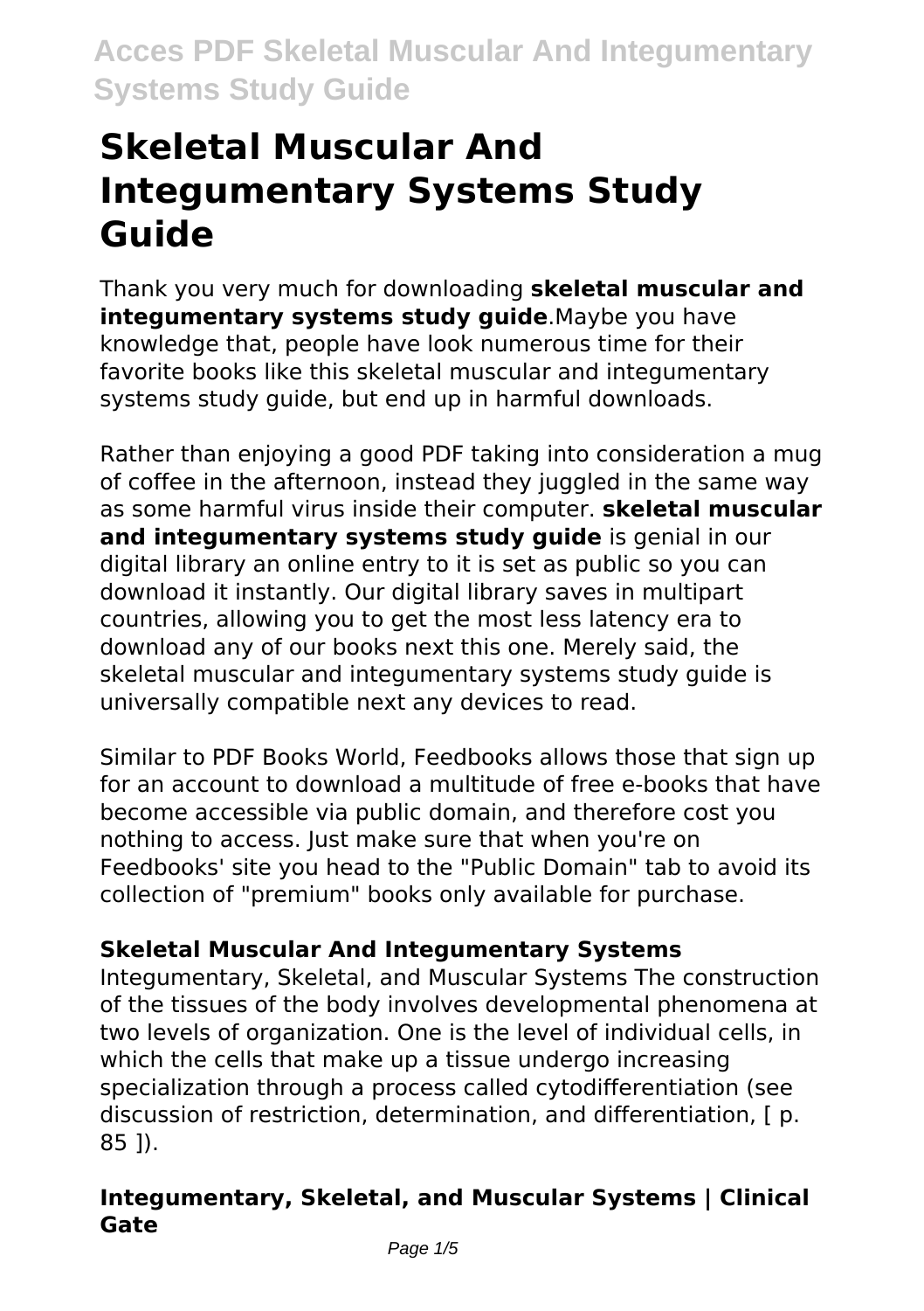# Skeletal Muscular And Integumentary Systems Study Guide

Thank you very much for downloading **skeletal muscular and integumentary systems study guide**.Maybe you have knowledge that, people have look numerous time for their favorite books like this skeletal muscular and integumentary systems study guide, but end up in harmful downloads.

Rather than enjoying a good PDF taking into consideration a mug of coffee in the afternoon, instead they juggled in the same way as some harmful virus inside their computer. **skeletal muscular and integumentary systems study guide** is genial in our digital library an online entry to it is set as public so you can download it instantly. Our digital library saves in multipart countries, allowing you to get the most less latency era to download any of our books next this one. Merely said, the skeletal muscular and integumentary systems study guide is universally compatible next any devices to read.

Similar to PDF Books World, Feedbooks allows those that sign up for an account to download a multitude of free e-books that have become accessible via public domain, and therefore cost you nothing to access. Just make sure that when you're on Feedbooks' site you head to the "Public Domain" tab to avoid its collection of "premium" books only available for purchase.

### Skeletal Muscular And Integumentary Systems

Integumentary, Skeletal, and Muscular Systems The construction of the tissues of the body involves developmental phenomena at two levels of organization. One is the level of individual cells, in which the cells that make up a tissue undergo increasing specialization through a process called cytodifferentiation (see discussion of restriction, determination, and differentiation, [ p. 85 ]).

### Integumentary, Skeletal, and Muscular Systems | Clinical Gate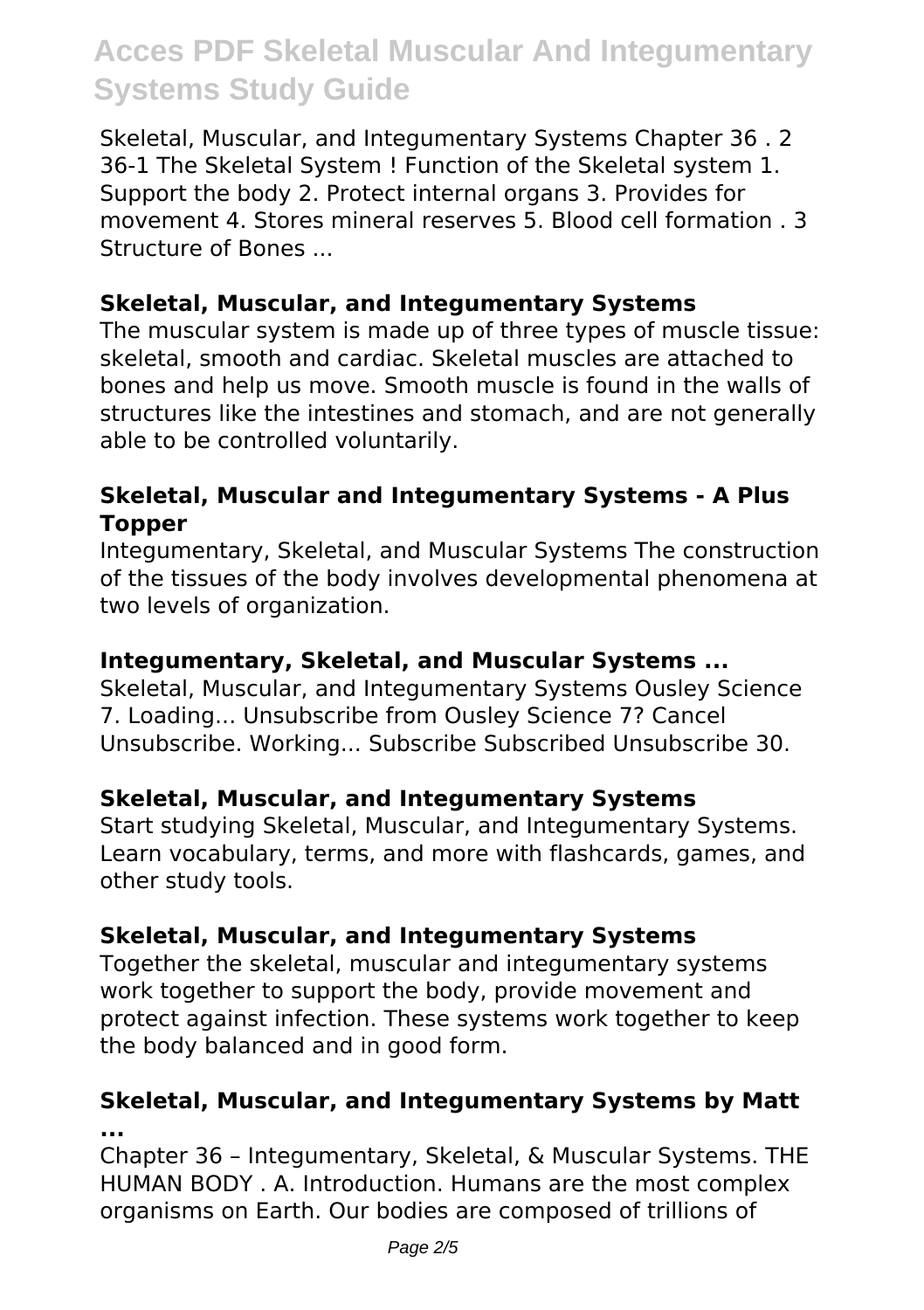Skeletal, Muscular, and Integumentary Systems Chapter 36 . 2 36-1 The Skeletal System ! Function of the Skeletal system 1. Support the body 2. Protect internal organs 3. Provides for movement 4. Stores mineral reserves 5. Blood cell formation . 3 Structure of Bones ...

### Skeletal, Muscular, and Integumentary Systems

The muscular system is made up of three types of muscle tissue: skeletal, smooth and cardiac. Skeletal muscles are attached to bones and help us move. Smooth muscle is found in the walls of structures like the intestines and stomach, and are not generally able to be controlled voluntarily.

### Skeletal, Muscular and Integumentary Systems - A Plus Topper

Integumentary, Skeletal, and Muscular Systems The construction of the tissues of the body involves developmental phenomena at two levels of organization.

### Integumentary, Skeletal, and Muscular Systems ...

Skeletal, Muscular, and Integumentary Systems Ousley Science 7. Loading... Unsubscribe from Ousley Science 7? Cancel Unsubscribe. Working... Subscribe Subscribed Unsubscribe 30.

### Skeletal, Muscular, and Integumentary Systems

Start studying Skeletal, Muscular, and Integumentary Systems. Learn vocabulary, terms, and more with flashcards, games, and other study tools.

### Skeletal, Muscular, and Integumentary Systems

Together the skeletal, muscular and integumentary systems work together to support the body, provide movement and protect against infection. These systems work together to keep the body balanced and in good form.

### Skeletal, Muscular, and Integumentary Systems by Matt ...

Chapter 36 – Integumentary, Skeletal, & Muscular Systems. THE HUMAN BODY . A. Introduction. Humans are the most complex organisms on Earth. Our bodies are composed of trillions of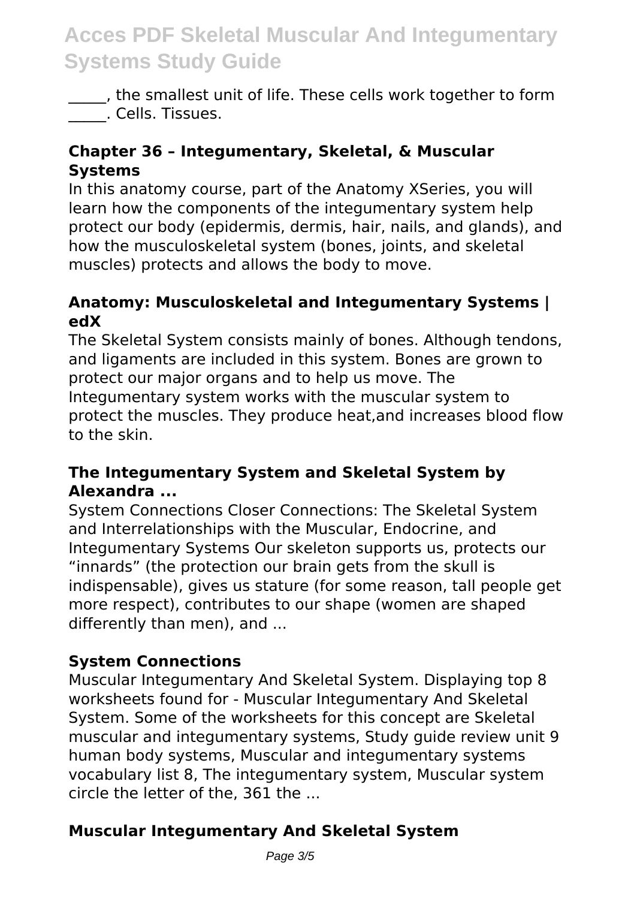_____, the smallest unit of life. These cells work together to form _____. Cells. Tissues.

### Chapter 36 – Integumentary, Skeletal, & Muscular Systems

In this anatomy course, part of the Anatomy XSeries, you will learn how the components of the integumentary system help protect our body (epidermis, dermis, hair, nails, and glands), and how the musculoskeletal system (bones, joints, and skeletal muscles) protects and allows the body to move.

### Anatomy: Musculoskeletal and Integumentary Systems | edX

The Skeletal System consists mainly of bones. Although tendons, and ligaments are included in this system. Bones are grown to protect our major organs and to help us move. The Integumentary system works with the muscular system to protect the muscles. They produce heat,and increases blood flow to the skin.

### The Integumentary System and Skeletal System by Alexandra ...

System Connections Closer Connections: The Skeletal System and Interrelationships with the Muscular, Endocrine, and Integumentary Systems Our skeleton supports us, protects our "innards" (the protection our brain gets from the skull is indispensable), gives us stature (for some reason, tall people get more respect), contributes to our shape (women are shaped differently than men), and ...

### System Connections

Muscular Integumentary And Skeletal System. Displaying top 8 worksheets found for - Muscular Integumentary And Skeletal System. Some of the worksheets for this concept are Skeletal muscular and integumentary systems, Study guide review unit 9 human body systems, Muscular and integumentary systems vocabulary list 8, The integumentary system, Muscular system circle the letter of the, 361 the ...

### Muscular Integumentary And Skeletal System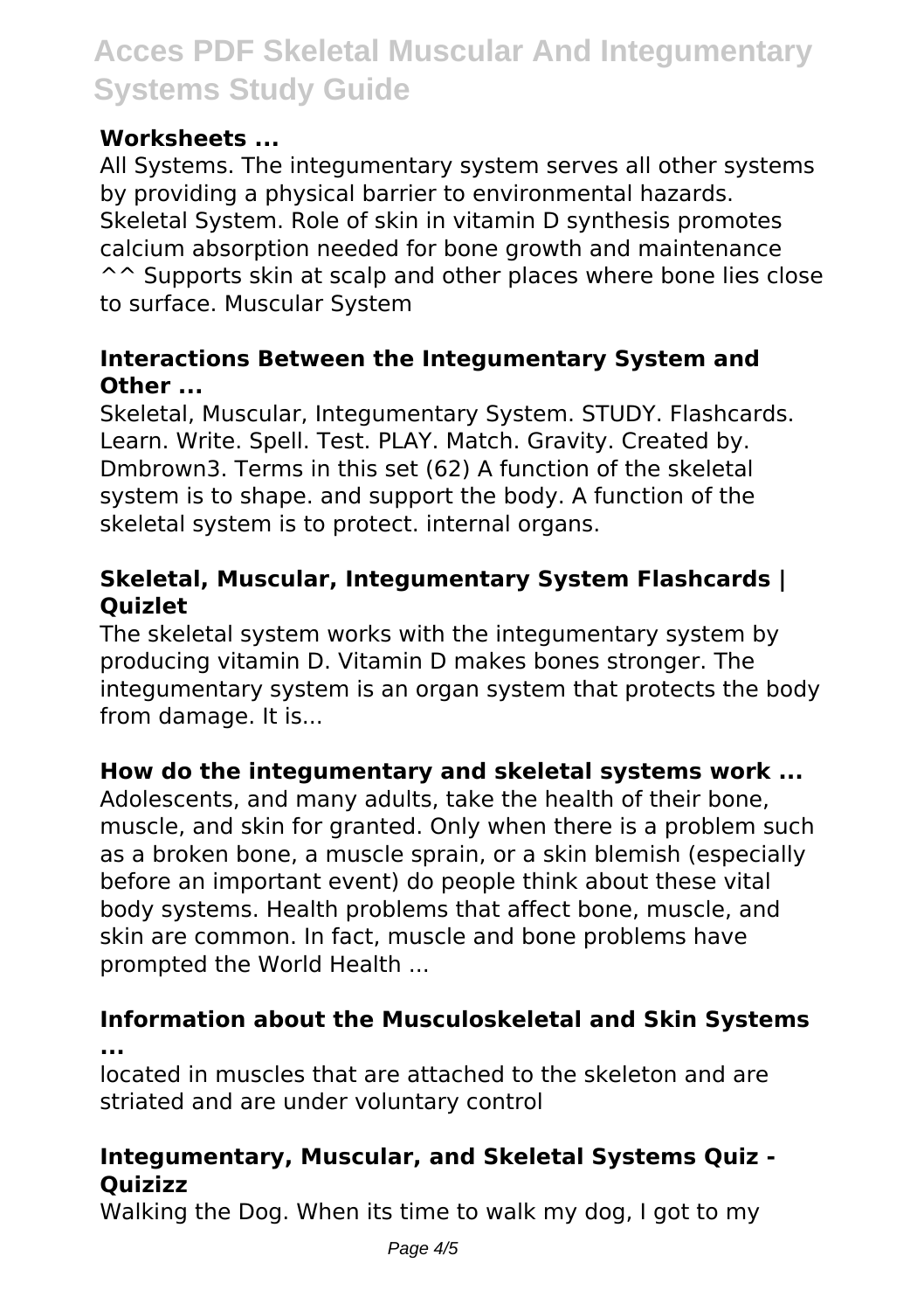### Worksheets ...

All Systems. The integumentary system serves all other systems by providing a physical barrier to environmental hazards. Skeletal System. Role of skin in vitamin D synthesis promotes calcium absorption needed for bone growth and maintenance ^^ Supports skin at scalp and other places where bone lies close to surface. Muscular System

### Interactions Between the Integumentary System and Other ...

Skeletal, Muscular, Integumentary System. STUDY. Flashcards. Learn. Write. Spell. Test. PLAY. Match. Gravity. Created by. Dmbrown3. Terms in this set (62) A function of the skeletal system is to shape. and support the body. A function of the skeletal system is to protect. internal organs.

### Skeletal, Muscular, Integumentary System Flashcards | Quizlet

The skeletal system works with the integumentary system by producing vitamin D. Vitamin D makes bones stronger. The integumentary system is an organ system that protects the body from damage. It is...

### How do the integumentary and skeletal systems work ...

Adolescents, and many adults, take the health of their bone, muscle, and skin for granted. Only when there is a problem such as a broken bone, a muscle sprain, or a skin blemish (especially before an important event) do people think about these vital body systems. Health problems that affect bone, muscle, and skin are common. In fact, muscle and bone problems have prompted the World Health ...

### Information about the Musculoskeletal and Skin Systems ...

located in muscles that are attached to the skeleton and are striated and are under voluntary control

### Integumentary, Muscular, and Skeletal Systems Quiz - Quizizz

Walking the Dog. When its time to walk my dog, I got to my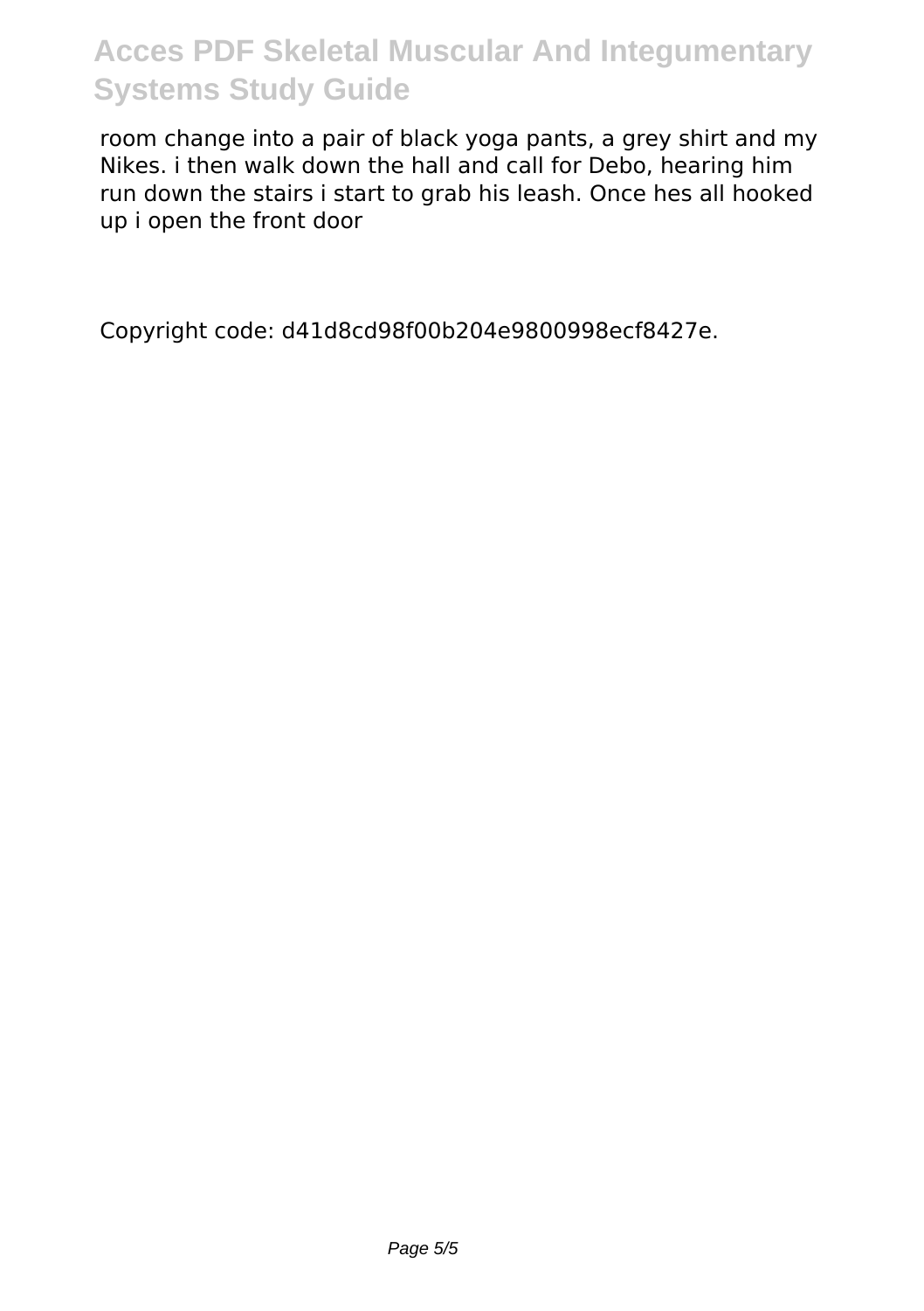room change into a pair of black yoga pants, a grey shirt and my Nikes. i then walk down the hall and call for Debo, hearing him run down the stairs i start to grab his leash. Once hes all hooked up i open the front door

Copyright code: d41d8cd98f00b204e9800998ecf8427e.